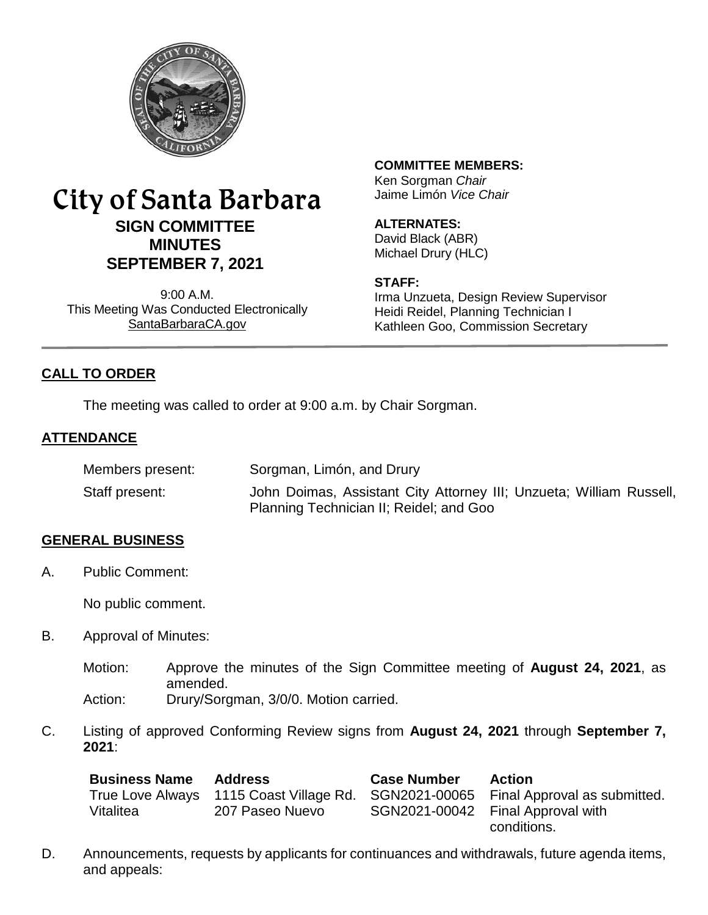# City of Santa Barbara

## SIGN COMMITTEE MINUTES SEPTEMBER 7, 2021

9:00 A.M.
This Meeting Was Conducted Electronically
SantaBarbaraCA.gov

**COMMITTEE MEMBERS:**
Ken Sorgman *Chair*
Jaime Limón *Vice Chair*

**ALTERNATES:**
David Black (ABR)
Michael Drury (HLC)

**STAFF:**
Irma Unzueta, Design Review Supervisor
Heidi Reidel, Planning Technician I
Kathleen Goo, Commission Secretary

## CALL TO ORDER

The meeting was called to order at 9:00 a.m. by Chair Sorgman.

## ATTENDANCE

Members present: Sorgman, Limón, and Drury

Staff present: John Doimas, Assistant City Attorney III; Unzueta; William Russell, Planning Technician II; Reidel; and Goo

## GENERAL BUSINESS

A. Public Comment:

No public comment.

B. Approval of Minutes:

Motion: Approve the minutes of the Sign Committee meeting of **August 24, 2021**, as amended.
Action: Drury/Sorgman, 3/0/0. Motion carried.

C. Listing of approved Conforming Review signs from **August 24, 2021** through **September 7, 2021**:

| Business Name | Address | Case Number | Action |
|---|---|---|---|
| True Love Always | 1115 Coast Village Rd. | SGN2021-00065 | Final Approval as submitted. |
| Vitalitea | 207 Paseo Nuevo | SGN2021-00042 | Final Approval with conditions. |

D. Announcements, requests by applicants for continuances and withdrawals, future agenda items, and appeals: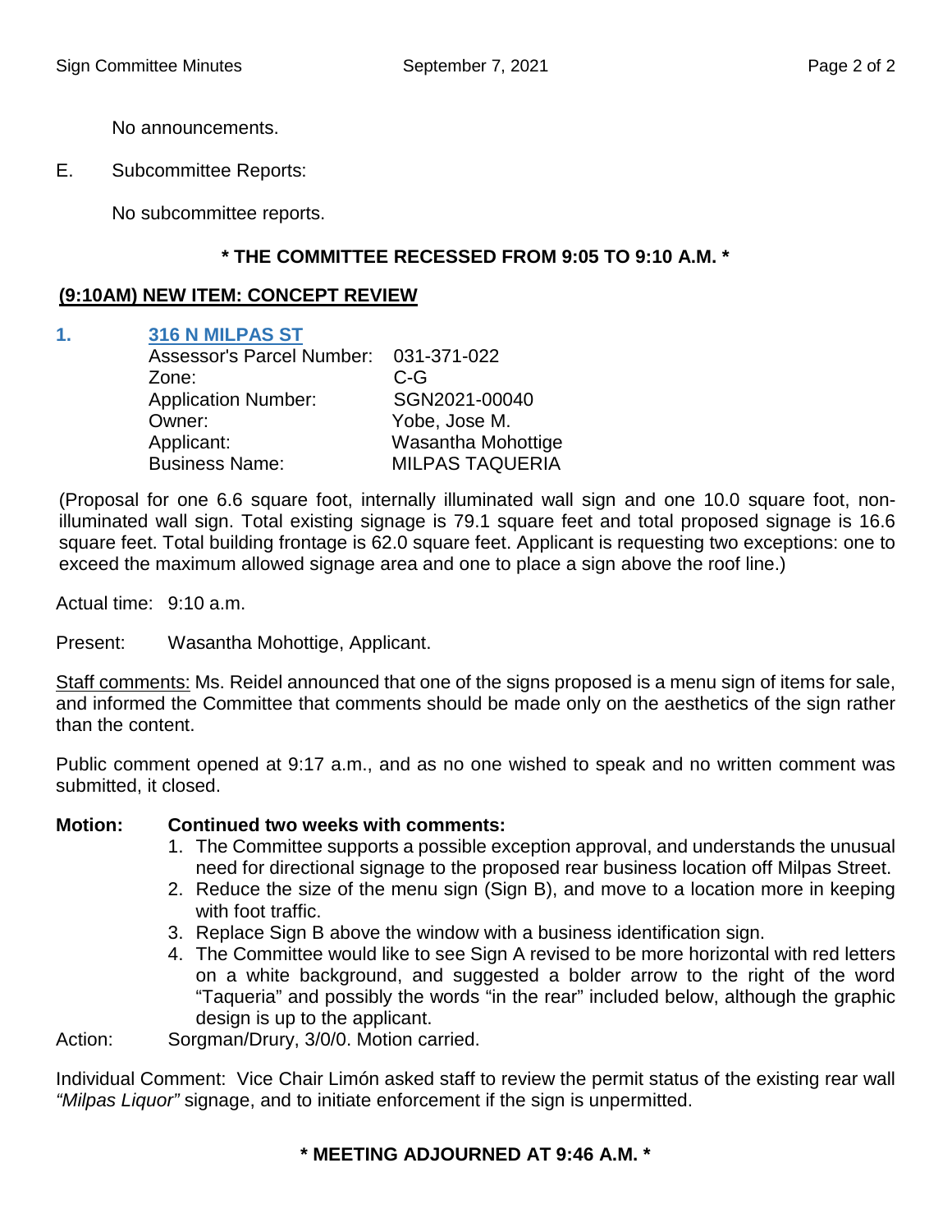No announcements.

E. Subcommittee Reports:

No subcommittee reports.

**\* THE COMMITTEE RECESSED FROM 9:05 TO 9:10 A.M. \***

## (9:10AM) NEW ITEM: CONCEPT REVIEW

**1. 316 N MILPAS ST**

| | |
|---|---|
| Assessor's Parcel Number: | 031-371-022 |
| Zone: | C-G |
| Application Number: | SGN2021-00040 |
| Owner: | Yobe, Jose M. |
| Applicant: | Wasantha Mohottige |
| Business Name: | MILPAS TAQUERIA |

(Proposal for one 6.6 square foot, internally illuminated wall sign and one 10.0 square foot, non-illuminated wall sign. Total existing signage is 79.1 square feet and total proposed signage is 16.6 square feet. Total building frontage is 62.0 square feet. Applicant is requesting two exceptions: one to exceed the maximum allowed signage area and one to place a sign above the roof line.)

Actual time: 9:10 a.m.

Present: Wasantha Mohottige, Applicant.

Staff comments: Ms. Reidel announced that one of the signs proposed is a menu sign of items for sale, and informed the Committee that comments should be made only on the aesthetics of the sign rather than the content.

Public comment opened at 9:17 a.m., and as no one wished to speak and no written comment was submitted, it closed.

**Motion: Continued two weeks with comments:**

1. The Committee supports a possible exception approval, and understands the unusual need for directional signage to the proposed rear business location off Milpas Street.
2. Reduce the size of the menu sign (Sign B), and move to a location more in keeping with foot traffic.
3. Replace Sign B above the window with a business identification sign.
4. The Committee would like to see Sign A revised to be more horizontal with red letters on a white background, and suggested a bolder arrow to the right of the word "Taqueria" and possibly the words "in the rear" included below, although the graphic design is up to the applicant.

Action: Sorgman/Drury, 3/0/0. Motion carried.

Individual Comment: Vice Chair Limón asked staff to review the permit status of the existing rear wall *"Milpas Liquor"* signage, and to initiate enforcement if the sign is unpermitted.

**\* MEETING ADJOURNED AT 9:46 A.M. \***